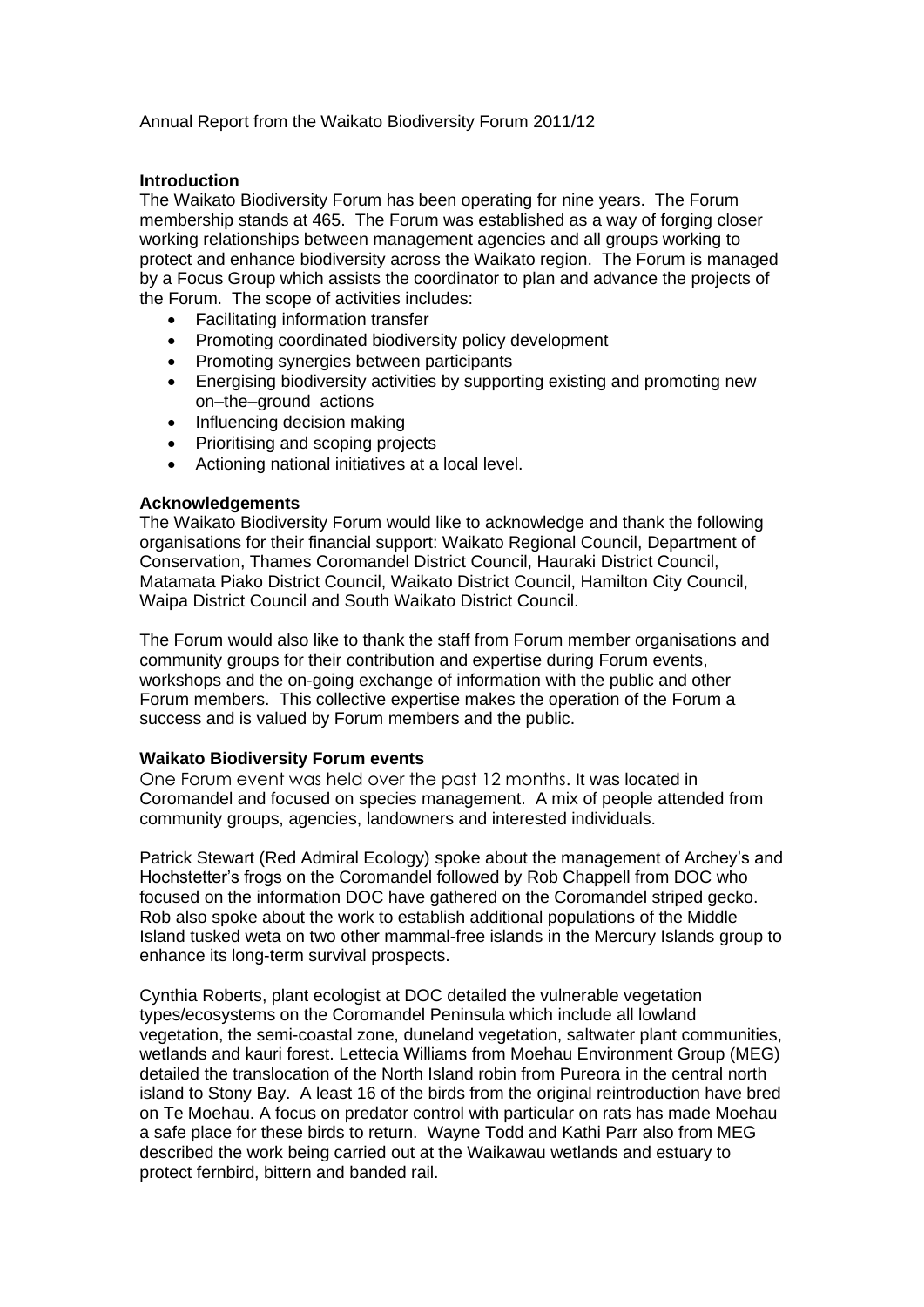Annual Report from the Waikato Biodiversity Forum 2011/12

## Introduction

The Waikato Biodiversity Forum has been operating for nine years. The Forum membership stands at 465. The Forum was established as a way of forging closer working relationships between management agencies and all groups working to protect and enhance biodiversity across the Waikato region. The Forum is managed by a Focus Group which assists the coordinator to plan and advance the projects of the Forum. The scope of activities includes:

- Facilitating information transfer
- Promoting coordinated biodiversity policy development
- Promoting synergies between participants
- Energising biodiversity activities by supporting existing and promoting new on–the–ground actions
- Influencing decision making
- Prioritising and scoping projects
- Actioning national initiatives at a local level.

## Acknowledgements

The Waikato Biodiversity Forum would like to acknowledge and thank the following organisations for their financial support: Waikato Regional Council, Department of Conservation, Thames Coromandel District Council, Hauraki District Council, Matamata Piako District Council, Waikato District Council, Hamilton City Council, Waipa District Council and South Waikato District Council.

The Forum would also like to thank the staff from Forum member organisations and community groups for their contribution and expertise during Forum events, workshops and the on-going exchange of information with the public and other Forum members. This collective expertise makes the operation of the Forum a success and is valued by Forum members and the public.

## Waikato Biodiversity Forum events

One Forum event was held over the past 12 months. It was located in Coromandel and focused on species management. A mix of people attended from community groups, agencies, landowners and interested individuals.

Patrick Stewart (Red Admiral Ecology) spoke about the management of Archey's and Hochstetter's frogs on the Coromandel followed by Rob Chappell from DOC who focused on the information DOC have gathered on the Coromandel striped gecko. Rob also spoke about the work to establish additional populations of the Middle Island tusked weta on two other mammal-free islands in the Mercury Islands group to enhance its long-term survival prospects.

Cynthia Roberts, plant ecologist at DOC detailed the vulnerable vegetation types/ecosystems on the Coromandel Peninsula which include all lowland vegetation, the semi-coastal zone, duneland vegetation, saltwater plant communities, wetlands and kauri forest. Lettecia Williams from Moehau Environment Group (MEG) detailed the translocation of the North Island robin from Pureora in the central north island to Stony Bay. A least 16 of the birds from the original reintroduction have bred on Te Moehau. A focus on predator control with particular on rats has made Moehau a safe place for these birds to return. Wayne Todd and Kathi Parr also from MEG described the work being carried out at the Waikawau wetlands and estuary to protect fernbird, bittern and banded rail.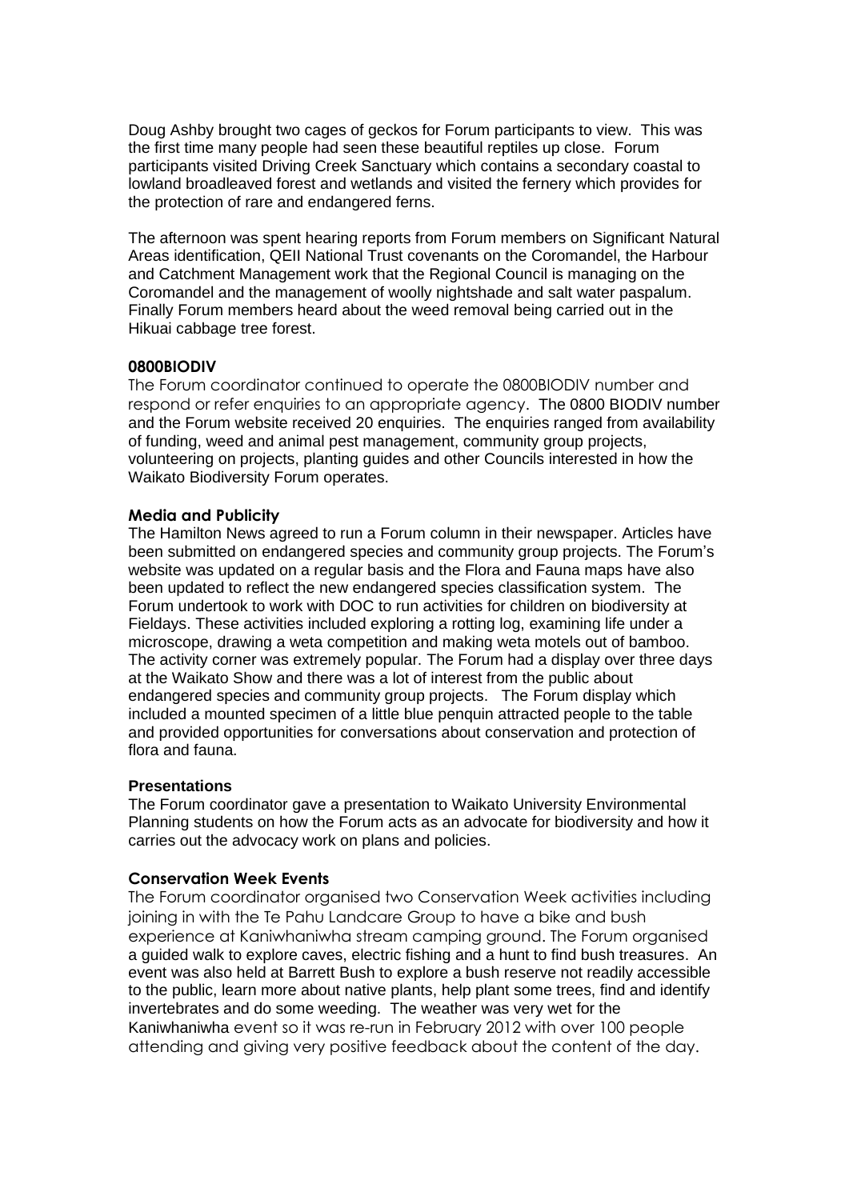Doug Ashby brought two cages of geckos for Forum participants to view. This was the first time many people had seen these beautiful reptiles up close. Forum participants visited Driving Creek Sanctuary which contains a secondary coastal to lowland broadleaved forest and wetlands and visited the fernery which provides for the protection of rare and endangered ferns.

The afternoon was spent hearing reports from Forum members on Significant Natural Areas identification, QEII National Trust covenants on the Coromandel, the Harbour and Catchment Management work that the Regional Council is managing on the Coromandel and the management of woolly nightshade and salt water paspalum. Finally Forum members heard about the weed removal being carried out in the Hikuai cabbage tree forest.

**0800BIODIV**

The Forum coordinator continued to operate the 0800BIODIV number and respond or refer enquiries to an appropriate agency. The 0800 BIODIV number and the Forum website received 20 enquiries. The enquiries ranged from availability of funding, weed and animal pest management, community group projects, volunteering on projects, planting guides and other Councils interested in how the Waikato Biodiversity Forum operates.

**Media and Publicity**

The Hamilton News agreed to run a Forum column in their newspaper. Articles have been submitted on endangered species and community group projects. The Forum's website was updated on a regular basis and the Flora and Fauna maps have also been updated to reflect the new endangered species classification system. The Forum undertook to work with DOC to run activities for children on biodiversity at Fieldays. These activities included exploring a rotting log, examining life under a microscope, drawing a weta competition and making weta motels out of bamboo. The activity corner was extremely popular. The Forum had a display over three days at the Waikato Show and there was a lot of interest from the public about endangered species and community group projects. The Forum display which included a mounted specimen of a little blue penquin attracted people to the table and provided opportunities for conversations about conservation and protection of flora and fauna.

**Presentations**

The Forum coordinator gave a presentation to Waikato University Environmental Planning students on how the Forum acts as an advocate for biodiversity and how it carries out the advocacy work on plans and policies.

**Conservation Week Events**

The Forum coordinator organised two Conservation Week activities including joining in with the Te Pahu Landcare Group to have a bike and bush experience at Kaniwhaniwha stream camping ground. The Forum organised a guided walk to explore caves, electric fishing and a hunt to find bush treasures. An event was also held at Barrett Bush to explore a bush reserve not readily accessible to the public, learn more about native plants, help plant some trees, find and identify invertebrates and do some weeding. The weather was very wet for the Kaniwhaniwha event so it was re-run in February 2012 with over 100 people attending and giving very positive feedback about the content of the day.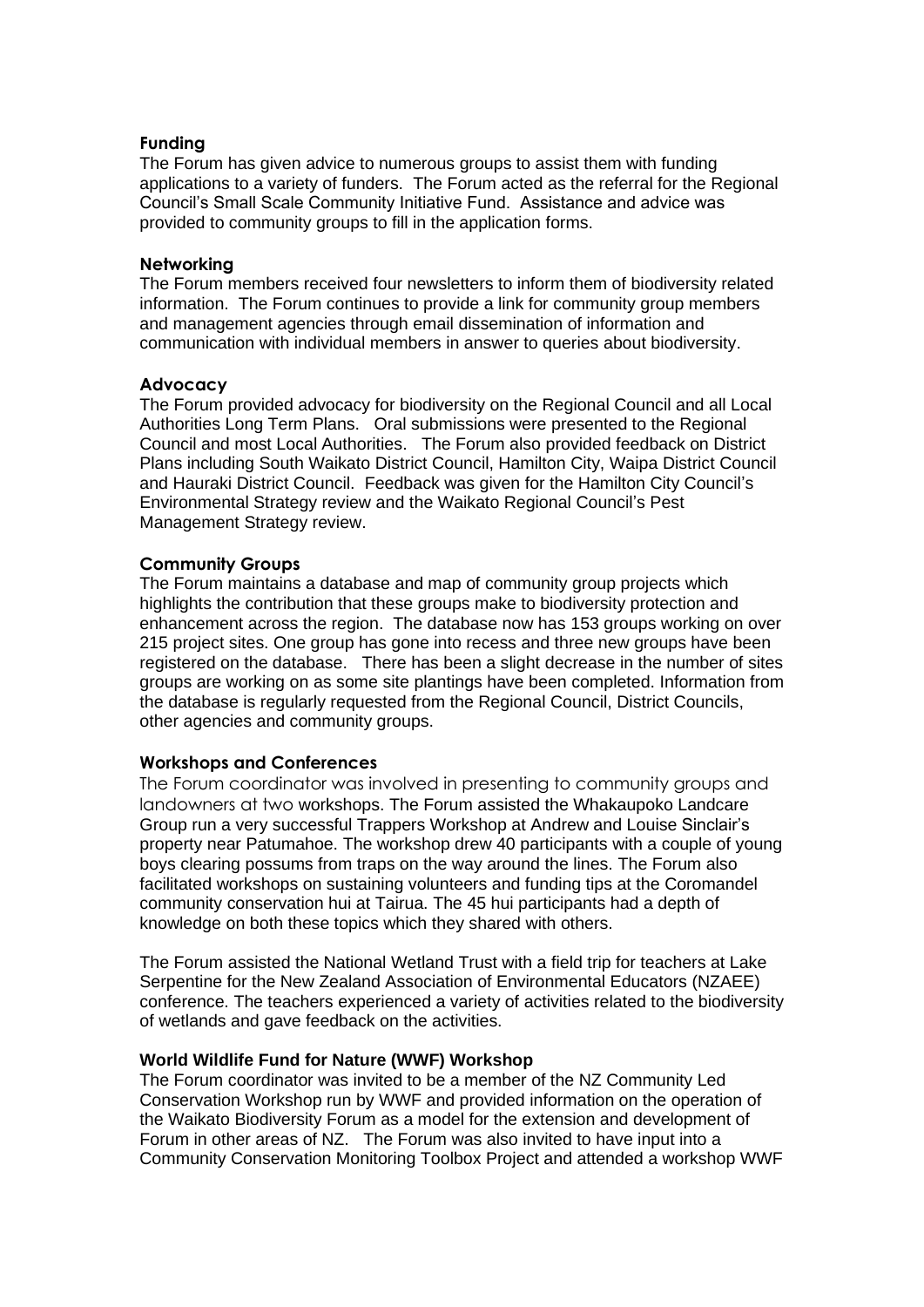#### Funding

The Forum has given advice to numerous groups to assist them with funding applications to a variety of funders. The Forum acted as the referral for the Regional Council's Small Scale Community Initiative Fund. Assistance and advice was provided to community groups to fill in the application forms.

#### Networking

The Forum members received four newsletters to inform them of biodiversity related information. The Forum continues to provide a link for community group members and management agencies through email dissemination of information and communication with individual members in answer to queries about biodiversity.

#### Advocacy

The Forum provided advocacy for biodiversity on the Regional Council and all Local Authorities Long Term Plans. Oral submissions were presented to the Regional Council and most Local Authorities. The Forum also provided feedback on District Plans including South Waikato District Council, Hamilton City, Waipa District Council and Hauraki District Council. Feedback was given for the Hamilton City Council's Environmental Strategy review and the Waikato Regional Council's Pest Management Strategy review.

#### Community Groups

The Forum maintains a database and map of community group projects which highlights the contribution that these groups make to biodiversity protection and enhancement across the region. The database now has 153 groups working on over 215 project sites. One group has gone into recess and three new groups have been registered on the database. There has been a slight decrease in the number of sites groups are working on as some site plantings have been completed. Information from the database is regularly requested from the Regional Council, District Councils, other agencies and community groups.

#### Workshops and Conferences

The Forum coordinator was involved in presenting to community groups and landowners at two workshops. The Forum assisted the Whakaupoko Landcare Group run a very successful Trappers Workshop at Andrew and Louise Sinclair's property near Patumahoe. The workshop drew 40 participants with a couple of young boys clearing possums from traps on the way around the lines. The Forum also facilitated workshops on sustaining volunteers and funding tips at the Coromandel community conservation hui at Tairua. The 45 hui participants had a depth of knowledge on both these topics which they shared with others.

The Forum assisted the National Wetland Trust with a field trip for teachers at Lake Serpentine for the New Zealand Association of Environmental Educators (NZAEE) conference. The teachers experienced a variety of activities related to the biodiversity of wetlands and gave feedback on the activities.

#### World Wildlife Fund for Nature (WWF) Workshop

The Forum coordinator was invited to be a member of the NZ Community Led Conservation Workshop run by WWF and provided information on the operation of the Waikato Biodiversity Forum as a model for the extension and development of Forum in other areas of NZ. The Forum was also invited to have input into a Community Conservation Monitoring Toolbox Project and attended a workshop WWF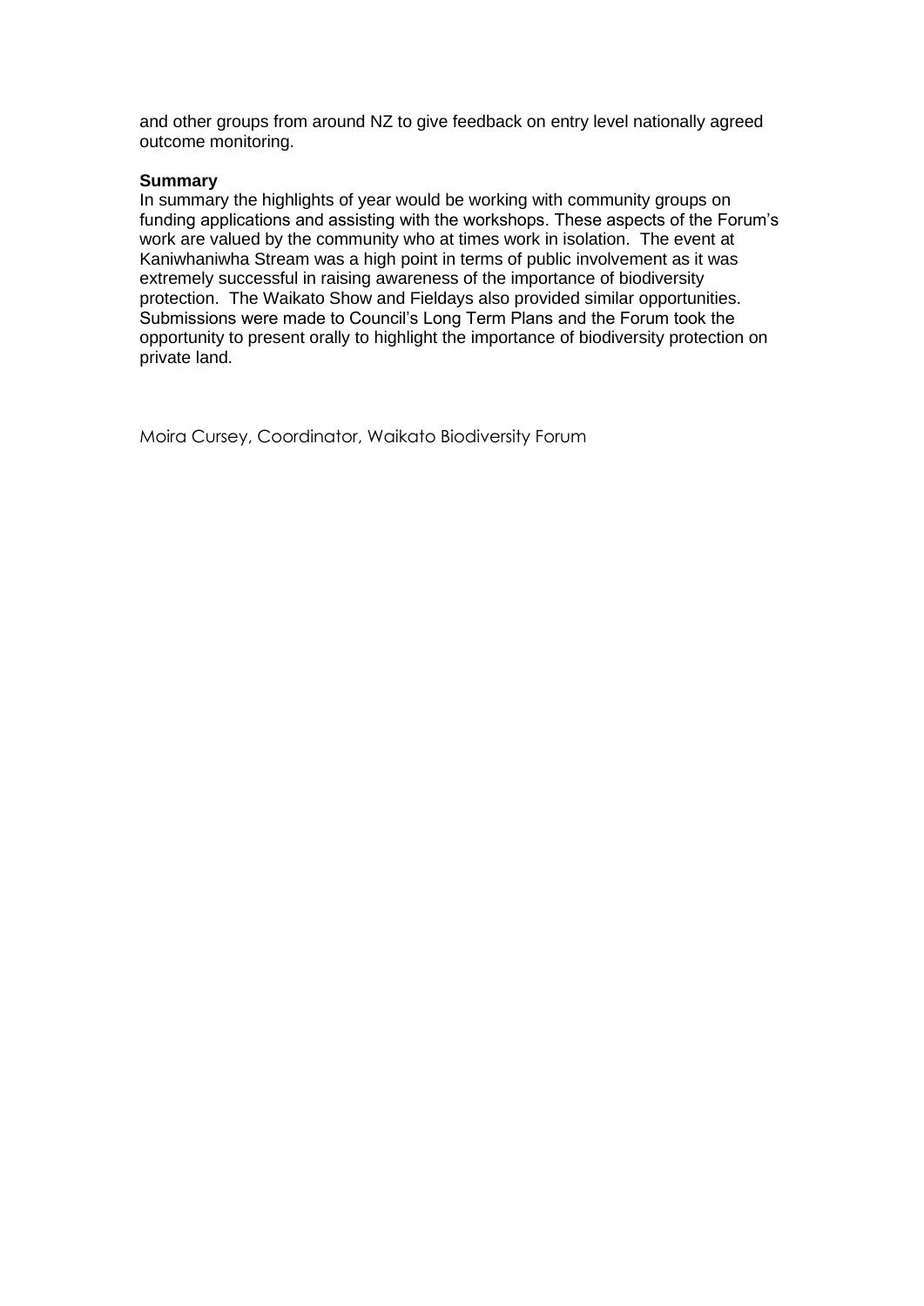and other groups from around NZ to give feedback on entry level nationally agreed outcome monitoring.

**Summary**

In summary the highlights of year would be working with community groups on funding applications and assisting with the workshops. These aspects of the Forum's work are valued by the community who at times work in isolation. The event at Kaniwhaniwha Stream was a high point in terms of public involvement as it was extremely successful in raising awareness of the importance of biodiversity protection. The Waikato Show and Fieldays also provided similar opportunities. Submissions were made to Council's Long Term Plans and the Forum took the opportunity to present orally to highlight the importance of biodiversity protection on private land.

Moira Cursey, Coordinator, Waikato Biodiversity Forum